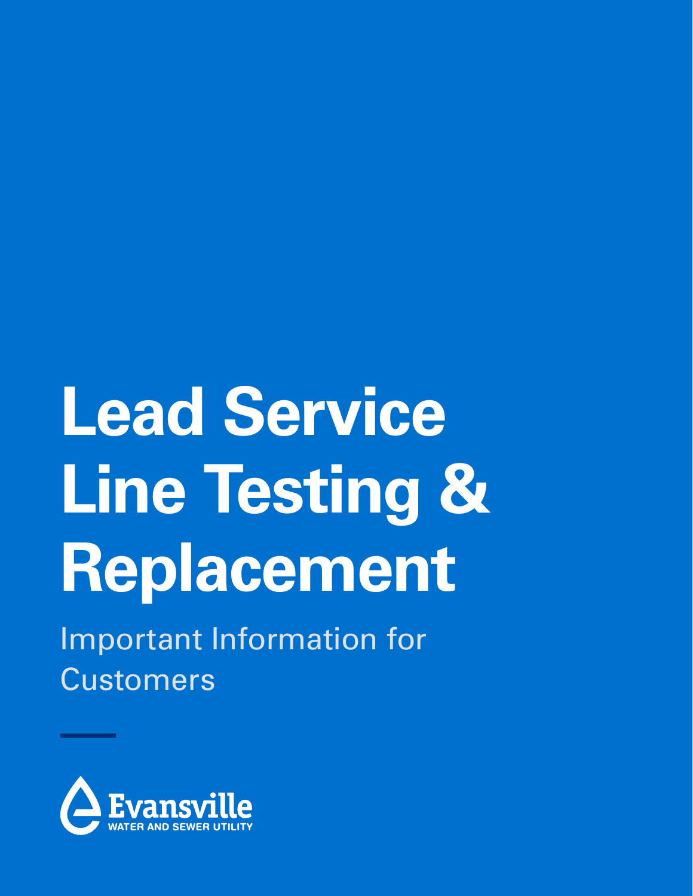# Lead Service Line Testing & Replacement

Important Information for Customers

Evansville
WATER AND SEWER UTILITY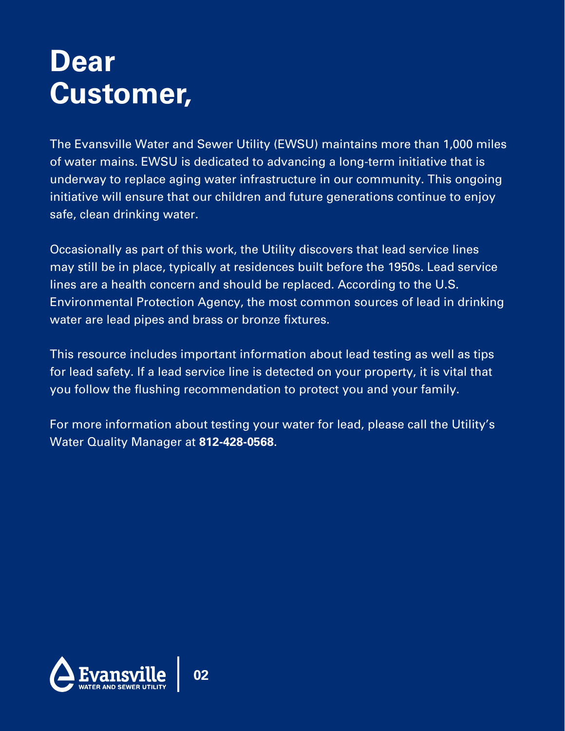# Dear Customer,

The Evansville Water and Sewer Utility (EWSU) maintains more than 1,000 miles of water mains. EWSU is dedicated to advancing a long-term initiative that is underway to replace aging water infrastructure in our community. This ongoing initiative will ensure that our children and future generations continue to enjoy safe, clean drinking water.

Occasionally as part of this work, the Utility discovers that lead service lines may still be in place, typically at residences built before the 1950s. Lead service lines are a health concern and should be replaced. According to the U.S. Environmental Protection Agency, the most common sources of lead in drinking water are lead pipes and brass or bronze fixtures.

This resource includes important information about lead testing as well as tips for lead safety. If a lead service line is detected on your property, it is vital that you follow the flushing recommendation to protect you and your family.

For more information about testing your water for lead, please call the Utility's Water Quality Manager at **812-428-0568**.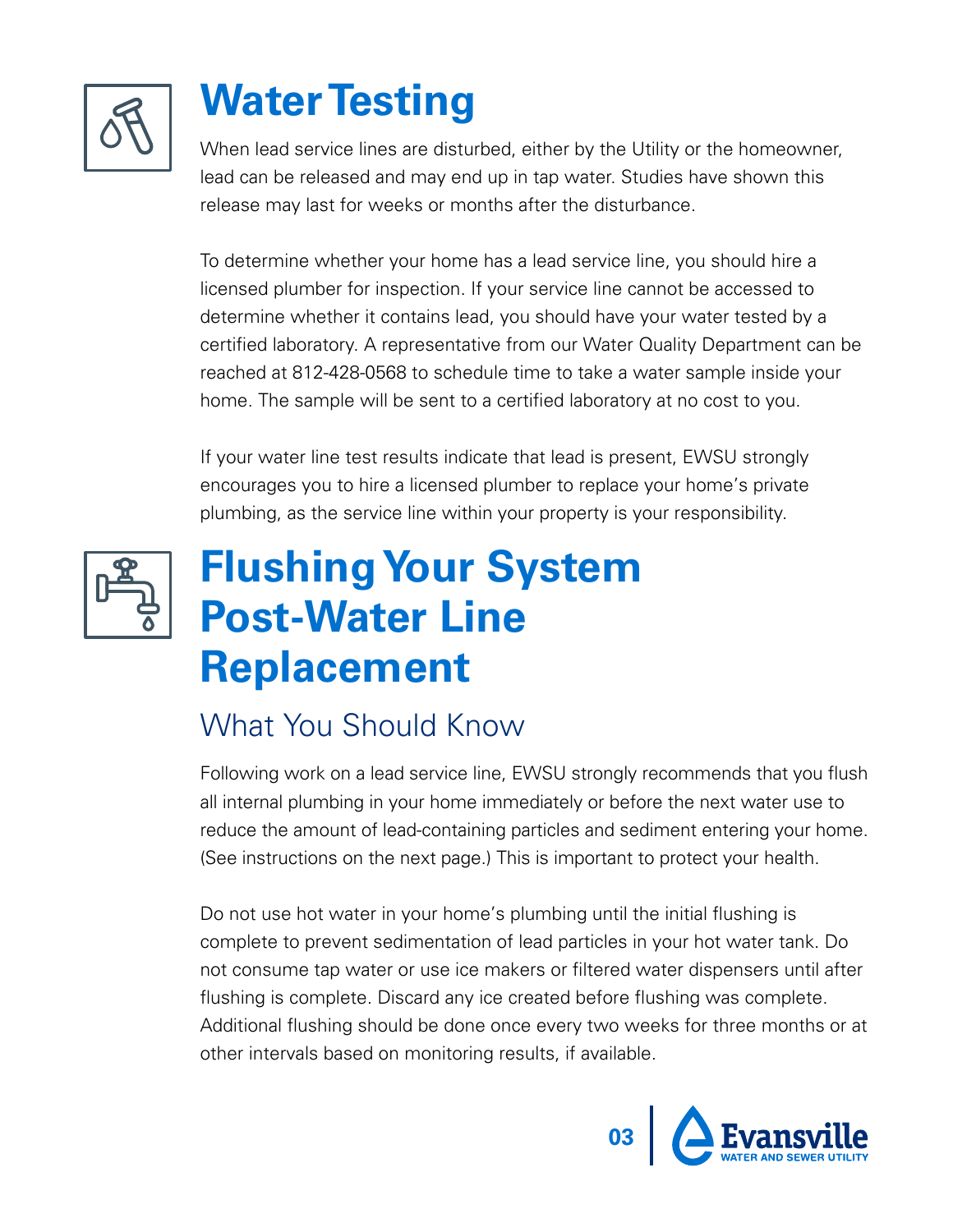# Water Testing

When lead service lines are disturbed, either by the Utility or the homeowner, lead can be released and may end up in tap water. Studies have shown this release may last for weeks or months after the disturbance.

To determine whether your home has a lead service line, you should hire a licensed plumber for inspection. If your service line cannot be accessed to determine whether it contains lead, you should have your water tested by a certified laboratory. A representative from our Water Quality Department can be reached at 812-428-0568 to schedule time to take a water sample inside your home. The sample will be sent to a certified laboratory at no cost to you.

If your water line test results indicate that lead is present, EWSU strongly encourages you to hire a licensed plumber to replace your home's private plumbing, as the service line within your property is your responsibility.

# Flushing Your System Post-Water Line Replacement

## What You Should Know

Following work on a lead service line, EWSU strongly recommends that you flush all internal plumbing in your home immediately or before the next water use to reduce the amount of lead-containing particles and sediment entering your home. (See instructions on the next page.) This is important to protect your health.

Do not use hot water in your home's plumbing until the initial flushing is complete to prevent sedimentation of lead particles in your hot water tank. Do not consume tap water or use ice makers or filtered water dispensers until after flushing is complete. Discard any ice created before flushing was complete. Additional flushing should be done once every two weeks for three months or at other intervals based on monitoring results, if available.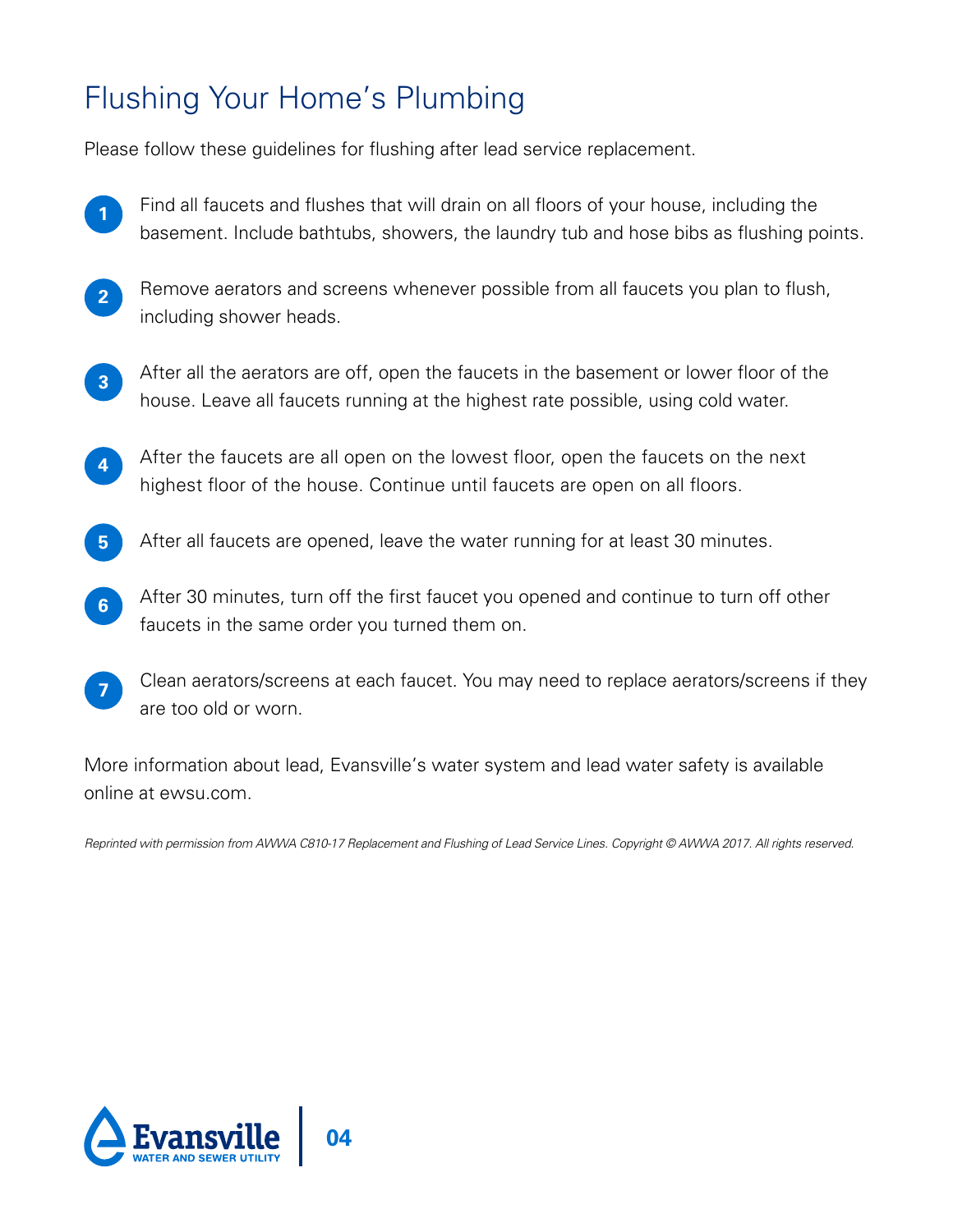# Flushing Your Home's Plumbing

Please follow these guidelines for flushing after lead service replacement.

1. Find all faucets and flushes that will drain on all floors of your house, including the basement. Include bathtubs, showers, the laundry tub and hose bibs as flushing points.
2. Remove aerators and screens whenever possible from all faucets you plan to flush, including shower heads.
3. After all the aerators are off, open the faucets in the basement or lower floor of the house. Leave all faucets running at the highest rate possible, using cold water.
4. After the faucets are all open on the lowest floor, open the faucets on the next highest floor of the house. Continue until faucets are open on all floors.
5. After all faucets are opened, leave the water running for at least 30 minutes.
6. After 30 minutes, turn off the first faucet you opened and continue to turn off other faucets in the same order you turned them on.
7. Clean aerators/screens at each faucet. You may need to replace aerators/screens if they are too old or worn.

More information about lead, Evansville's water system and lead water safety is available online at ewsu.com.

*Reprinted with permission from AWWA C810-17 Replacement and Flushing of Lead Service Lines. Copyright © AWWA 2017. All rights reserved.*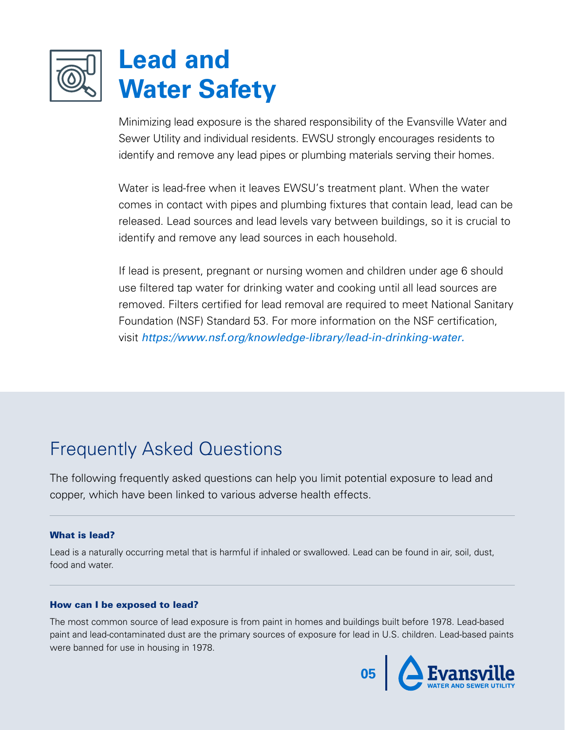# Lead and Water Safety

Minimizing lead exposure is the shared responsibility of the Evansville Water and Sewer Utility and individual residents. EWSU strongly encourages residents to identify and remove any lead pipes or plumbing materials serving their homes.

Water is lead-free when it leaves EWSU's treatment plant. When the water comes in contact with pipes and plumbing fixtures that contain lead, lead can be released. Lead sources and lead levels vary between buildings, so it is crucial to identify and remove any lead sources in each household.

If lead is present, pregnant or nursing women and children under age 6 should use filtered tap water for drinking water and cooking until all lead sources are removed. Filters certified for lead removal are required to meet National Sanitary Foundation (NSF) Standard 53. For more information on the NSF certification, visit *https://www.nsf.org/knowledge-library/lead-in-drinking-water.*

## Frequently Asked Questions

The following frequently asked questions can help you limit potential exposure to lead and copper, which have been linked to various adverse health effects.

### What is lead?

Lead is a naturally occurring metal that is harmful if inhaled or swallowed. Lead can be found in air, soil, dust, food and water.

### How can I be exposed to lead?

The most common source of lead exposure is from paint in homes and buildings built before 1978. Lead-based paint and lead-contaminated dust are the primary sources of exposure for lead in U.S. children. Lead-based paints were banned for use in housing in 1978.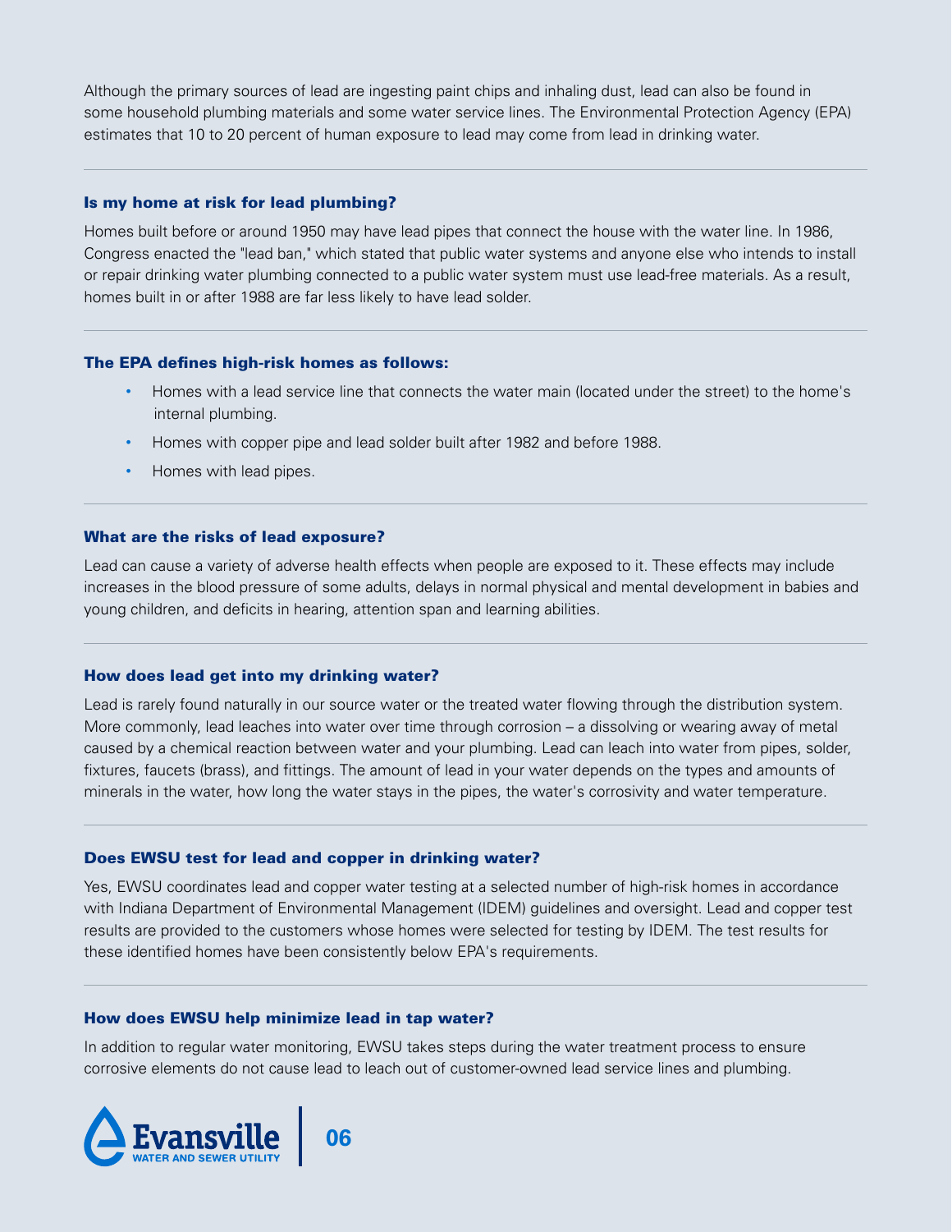Although the primary sources of lead are ingesting paint chips and inhaling dust, lead can also be found in some household plumbing materials and some water service lines. The Environmental Protection Agency (EPA) estimates that 10 to 20 percent of human exposure to lead may come from lead in drinking water.

### Is my home at risk for lead plumbing?

Homes built before or around 1950 may have lead pipes that connect the house with the water line. In 1986, Congress enacted the "lead ban," which stated that public water systems and anyone else who intends to install or repair drinking water plumbing connected to a public water system must use lead-free materials. As a result, homes built in or after 1988 are far less likely to have lead solder.

### The EPA defines high-risk homes as follows:

- Homes with a lead service line that connects the water main (located under the street) to the home's internal plumbing.
- Homes with copper pipe and lead solder built after 1982 and before 1988.
- Homes with lead pipes.

### What are the risks of lead exposure?

Lead can cause a variety of adverse health effects when people are exposed to it. These effects may include increases in the blood pressure of some adults, delays in normal physical and mental development in babies and young children, and deficits in hearing, attention span and learning abilities.

### How does lead get into my drinking water?

Lead is rarely found naturally in our source water or the treated water flowing through the distribution system. More commonly, lead leaches into water over time through corrosion – a dissolving or wearing away of metal caused by a chemical reaction between water and your plumbing. Lead can leach into water from pipes, solder, fixtures, faucets (brass), and fittings. The amount of lead in your water depends on the types and amounts of minerals in the water, how long the water stays in the pipes, the water's corrosivity and water temperature.

### Does EWSU test for lead and copper in drinking water?

Yes, EWSU coordinates lead and copper water testing at a selected number of high-risk homes in accordance with Indiana Department of Environmental Management (IDEM) guidelines and oversight. Lead and copper test results are provided to the customers whose homes were selected for testing by IDEM. The test results for these identified homes have been consistently below EPA's requirements.

### How does EWSU help minimize lead in tap water?

In addition to regular water monitoring, EWSU takes steps during the water treatment process to ensure corrosive elements do not cause lead to leach out of customer-owned lead service lines and plumbing.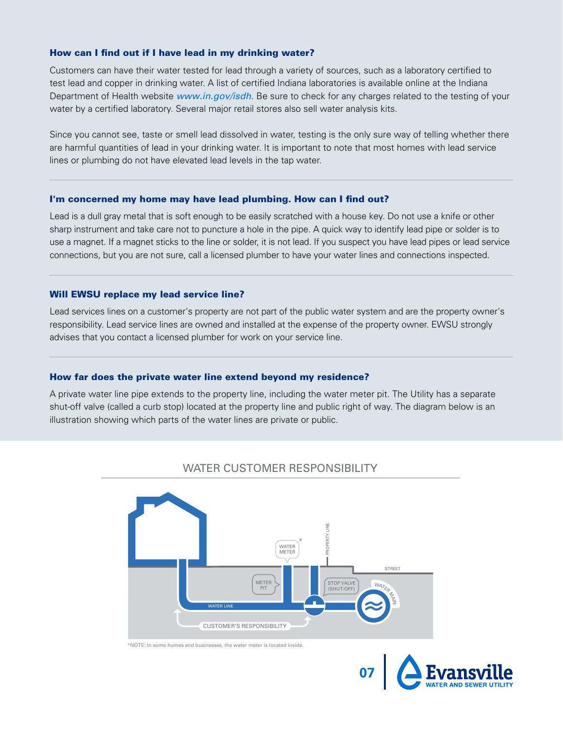### How can I find out if I have lead in my drinking water?

Customers can have their water tested for lead through a variety of sources, such as a laboratory certified to test lead and copper in drinking water. A list of certified Indiana laboratories is available online at the Indiana Department of Health website *www.in.gov/isdh*. Be sure to check for any charges related to the testing of your water by a certified laboratory. Several major retail stores also sell water analysis kits.

Since you cannot see, taste or smell lead dissolved in water, testing is the only sure way of telling whether there are harmful quantities of lead in your drinking water. It is important to note that most homes with lead service lines or plumbing do not have elevated lead levels in the tap water.

### I'm concerned my home may have lead plumbing. How can I find out?

Lead is a dull gray metal that is soft enough to be easily scratched with a house key. Do not use a knife or other sharp instrument and take care not to puncture a hole in the pipe. A quick way to identify lead pipe or solder is to use a magnet. If a magnet sticks to the line or solder, it is not lead. If you suspect you have lead pipes or lead service connections, but you are not sure, call a licensed plumber to have your water lines and connections inspected.

### Will EWSU replace my lead service line?

Lead services lines on a customer's property are not part of the public water system and are the property owner's responsibility. Lead service lines are owned and installed at the expense of the property owner. EWSU strongly advises that you contact a licensed plumber for work on your service line.

### How far does the private water line extend beyond my residence?

A private water line pipe extends to the property line, including the water meter pit. The Utility has a separate shut-off valve (called a curb stop) located at the property line and public right of way. The diagram below is an illustration showing which parts of the water lines are private or public.

WATER CUSTOMER RESPONSIBILITY

WATER METER* · PROPERTY LINE · STREET · METER PIT · STOP VALVE (SHUT-OFF) · WATER MAIN · WATER LINE · CUSTOMER'S RESPONSIBILITY

*NOTE: In some homes and businesses, the water meter is located inside.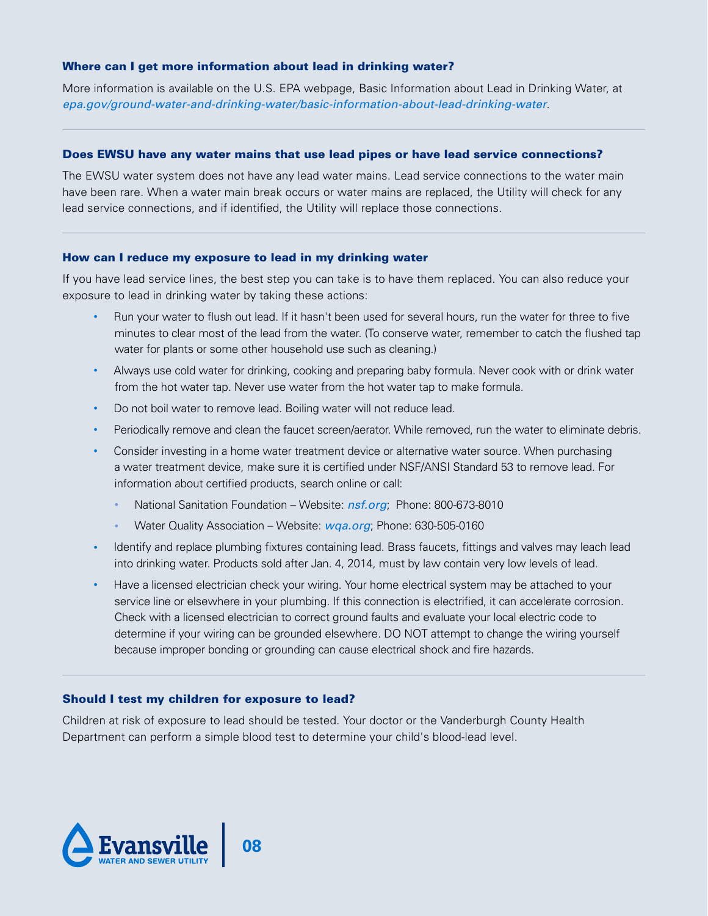### Where can I get more information about lead in drinking water?

More information is available on the U.S. EPA webpage, Basic Information about Lead in Drinking Water, at *epa.gov/ground-water-and-drinking-water/basic-information-about-lead-drinking-water*.

### Does EWSU have any water mains that use lead pipes or have lead service connections?

The EWSU water system does not have any lead water mains. Lead service connections to the water main have been rare. When a water main break occurs or water mains are replaced, the Utility will check for any lead service connections, and if identified, the Utility will replace those connections.

### How can I reduce my exposure to lead in my drinking water

If you have lead service lines, the best step you can take is to have them replaced. You can also reduce your exposure to lead in drinking water by taking these actions:

- Run your water to flush out lead. If it hasn't been used for several hours, run the water for three to five minutes to clear most of the lead from the water. (To conserve water, remember to catch the flushed tap water for plants or some other household use such as cleaning.)
- Always use cold water for drinking, cooking and preparing baby formula. Never cook with or drink water from the hot water tap. Never use water from the hot water tap to make formula.
- Do not boil water to remove lead. Boiling water will not reduce lead.
- Periodically remove and clean the faucet screen/aerator. While removed, run the water to eliminate debris.
- Consider investing in a home water treatment device or alternative water source. When purchasing a water treatment device, make sure it is certified under NSF/ANSI Standard 53 to remove lead. For information about certified products, search online or call:
  - National Sanitation Foundation – Website: *nsf.org*; Phone: 800-673-8010
  - Water Quality Association – Website: *wqa.org*; Phone: 630-505-0160
- Identify and replace plumbing fixtures containing lead. Brass faucets, fittings and valves may leach lead into drinking water. Products sold after Jan. 4, 2014, must by law contain very low levels of lead.
- Have a licensed electrician check your wiring. Your home electrical system may be attached to your service line or elsewhere in your plumbing. If this connection is electrified, it can accelerate corrosion. Check with a licensed electrician to correct ground faults and evaluate your local electric code to determine if your wiring can be grounded elsewhere. DO NOT attempt to change the wiring yourself because improper bonding or grounding can cause electrical shock and fire hazards.

### Should I test my children for exposure to lead?

Children at risk of exposure to lead should be tested. Your doctor or the Vanderburgh County Health Department can perform a simple blood test to determine your child's blood-lead level.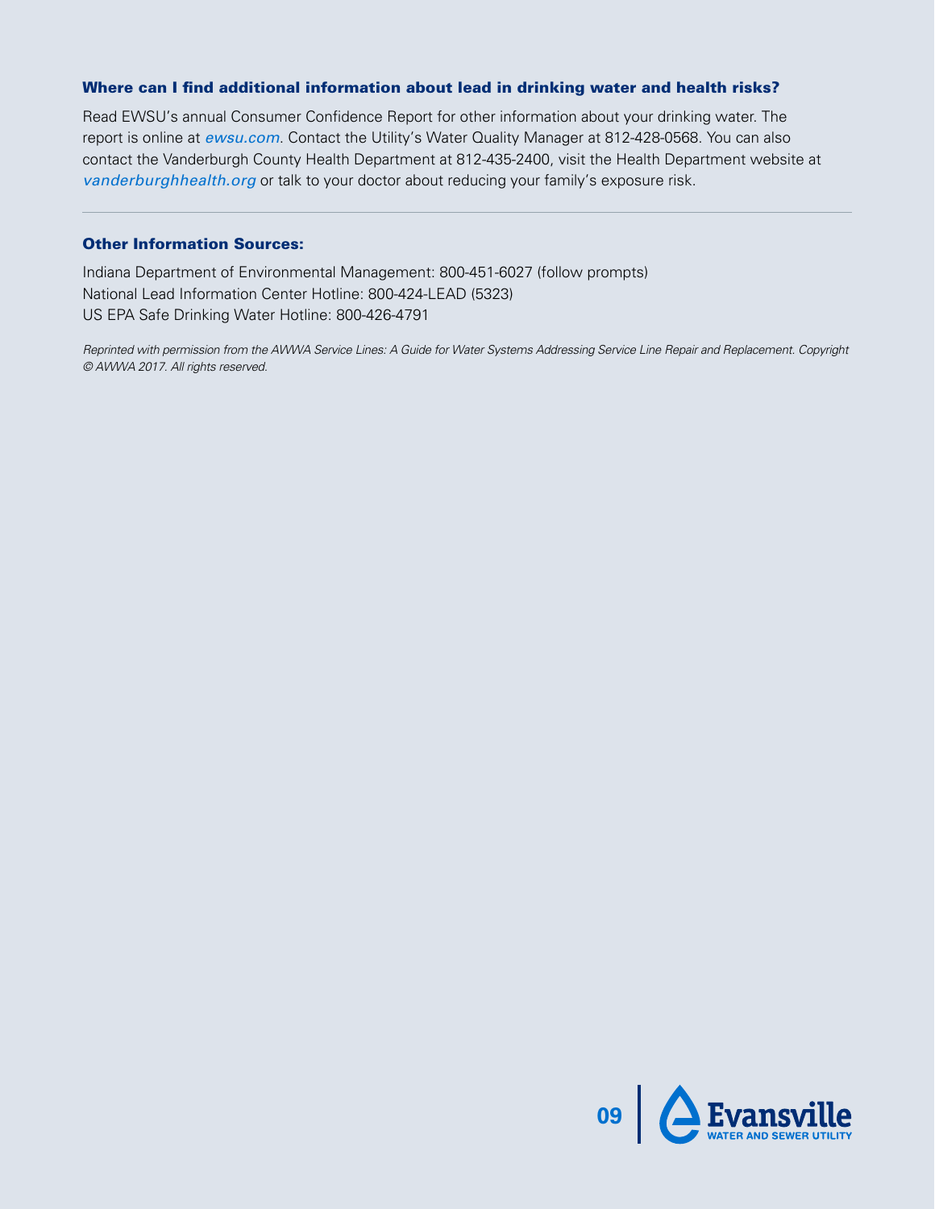### Where can I find additional information about lead in drinking water and health risks?

Read EWSU's annual Consumer Confidence Report for other information about your drinking water. The report is online at *ewsu.com*. Contact the Utility's Water Quality Manager at 812-428-0568. You can also contact the Vanderburgh County Health Department at 812-435-2400, visit the Health Department website at *vanderburghhealth.org* or talk to your doctor about reducing your family's exposure risk.

---

### Other Information Sources:

Indiana Department of Environmental Management: 800-451-6027 (follow prompts)
National Lead Information Center Hotline: 800-424-LEAD (5323)
US EPA Safe Drinking Water Hotline: 800-426-4791

*Reprinted with permission from the AWWA Service Lines: A Guide for Water Systems Addressing Service Line Repair and Replacement. Copyright © AWWA 2017. All rights reserved.*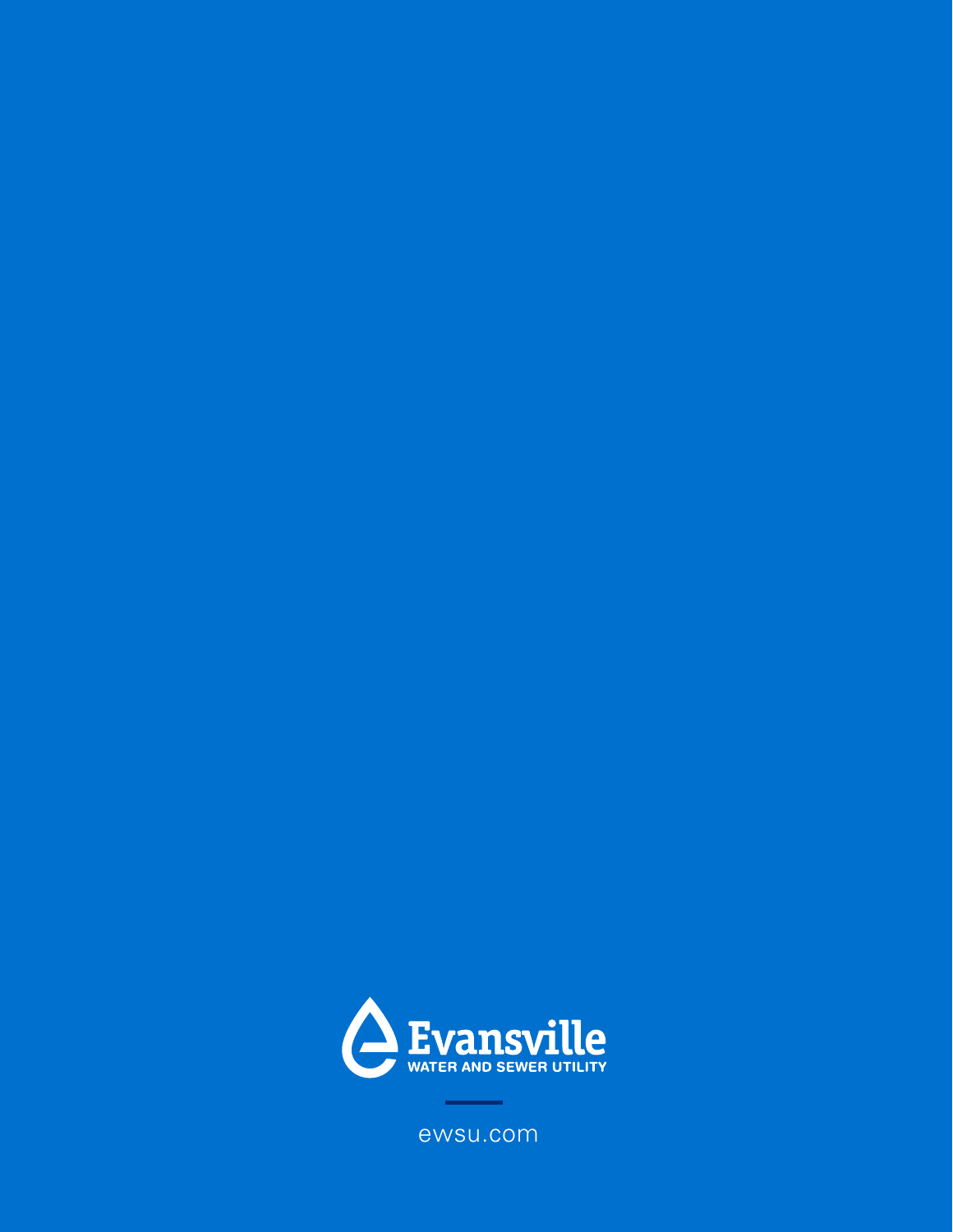Evansville

WATER AND SEWER UTILITY

ewsu.com